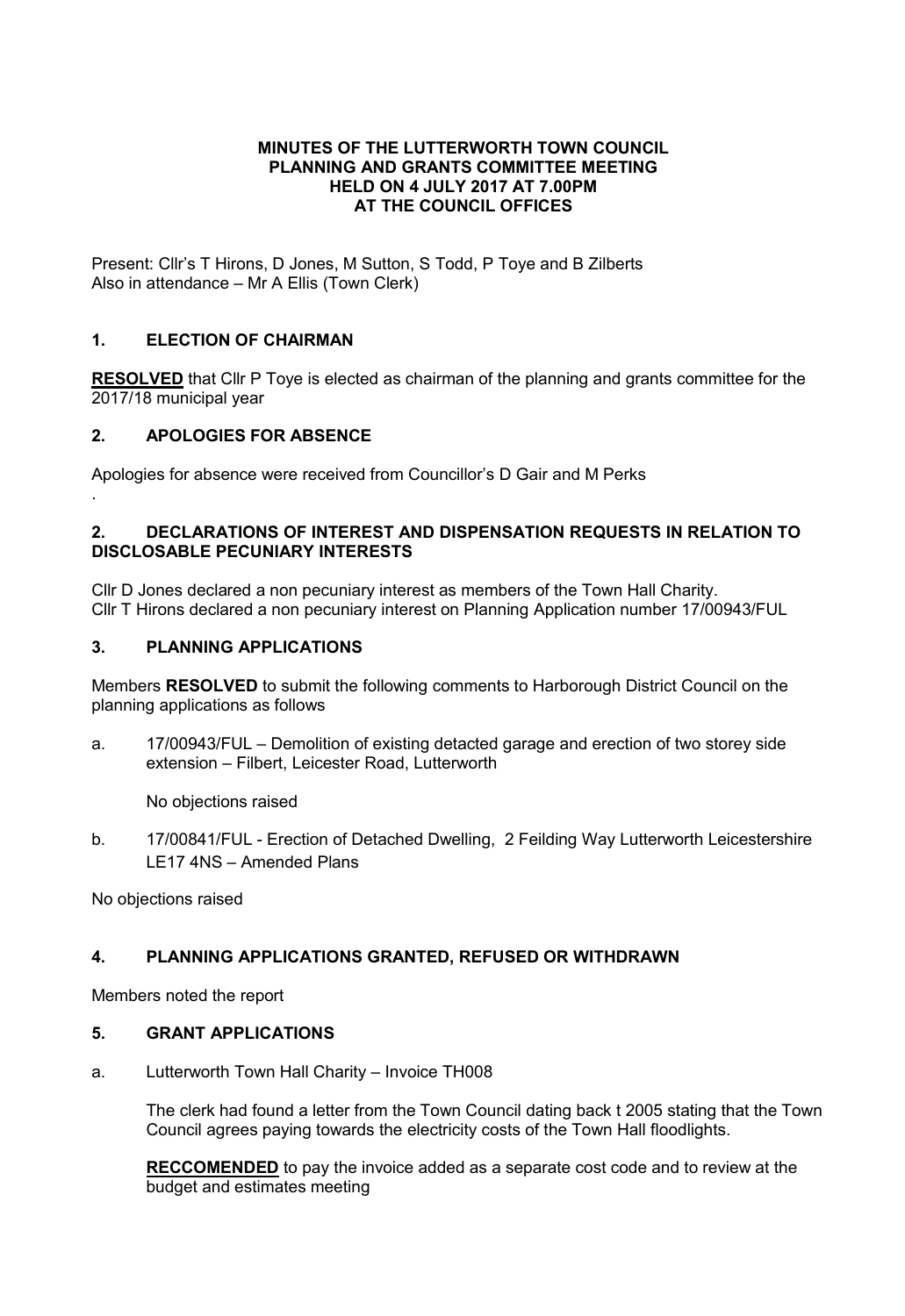**MINUTES OF THE LUTTERWORTH TOWN COUNCIL**
**PLANNING AND GRANTS COMMITTEE MEETING**
**HELD ON 4 JULY 2017 AT 7.00PM**
**AT THE COUNCIL OFFICES**

Present: Cllr's T Hirons, D Jones, M Sutton, S Todd, P Toye and B Zilberts
Also in attendance – Mr A Ellis (Town Clerk)

## 1. ELECTION OF CHAIRMAN

**RESOLVED** that Cllr P Toye is elected as chairman of the planning and grants committee for the 2017/18 municipal year

## 2. APOLOGIES FOR ABSENCE

Apologies for absence were received from Councillor's D Gair and M Perks

.

## 2. DECLARATIONS OF INTEREST AND DISPENSATION REQUESTS IN RELATION TO DISCLOSABLE PECUNIARY INTERESTS

Cllr D Jones declared a non pecuniary interest as members of the Town Hall Charity.
Cllr T Hirons declared a non pecuniary interest on Planning Application number 17/00943/FUL

## 3. PLANNING APPLICATIONS

Members **RESOLVED** to submit the following comments to Harborough District Council on the planning applications as follows

a. 17/00943/FUL – Demolition of existing detacted garage and erection of two storey side extension – Filbert, Leicester Road, Lutterworth

   No objections raised

b. 17/00841/FUL - Erection of Detached Dwelling, 2 Feilding Way Lutterworth Leicestershire LE17 4NS – Amended Plans

No objections raised

## 4. PLANNING APPLICATIONS GRANTED, REFUSED OR WITHDRAWN

Members noted the report

## 5. GRANT APPLICATIONS

a. Lutterworth Town Hall Charity – Invoice TH008

   The clerk had found a letter from the Town Council dating back t 2005 stating that the Town Council agrees paying towards the electricity costs of the Town Hall floodlights.

   **RECCOMENDED** to pay the invoice added as a separate cost code and to review at the budget and estimates meeting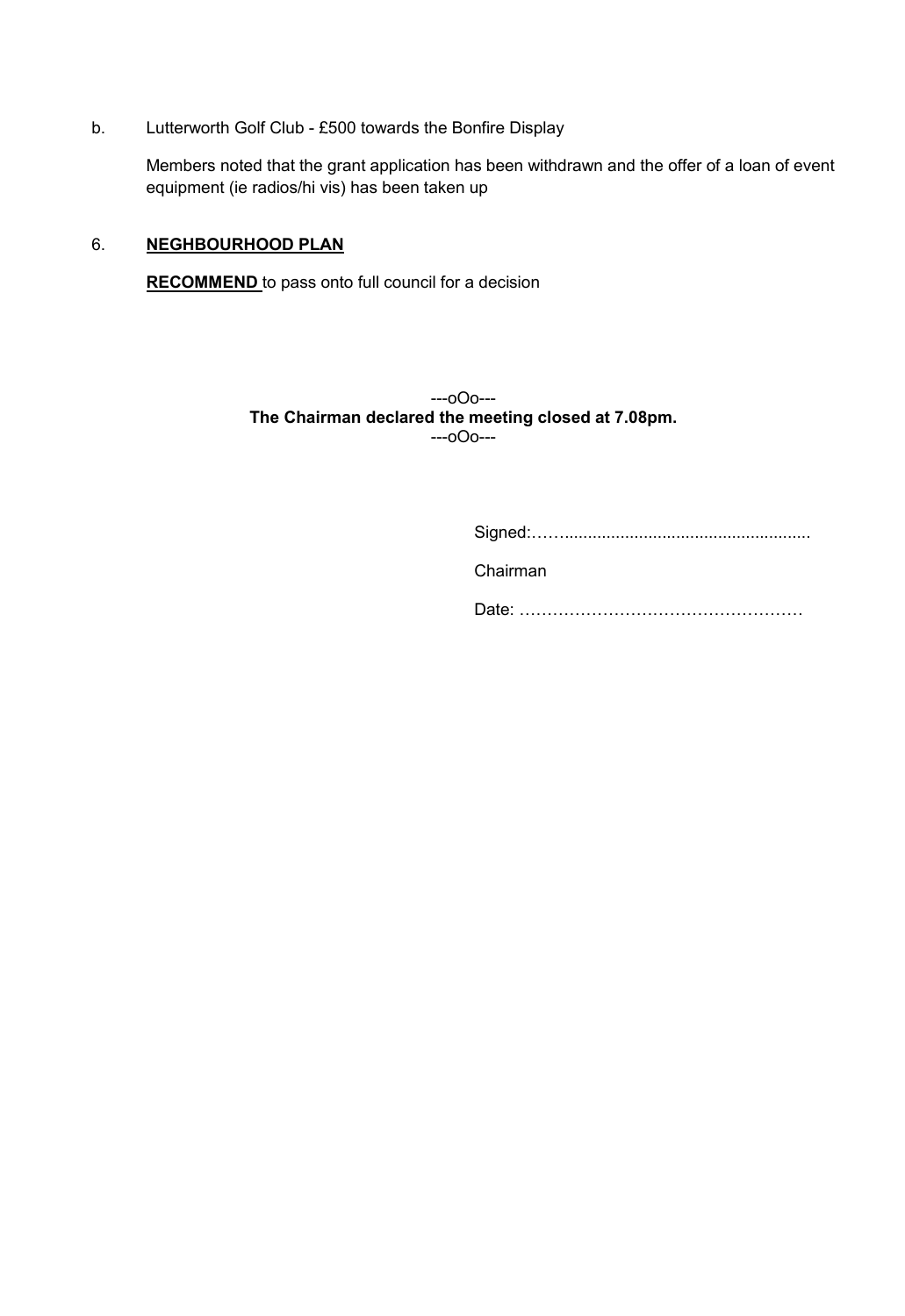b. Lutterworth Golf Club - £500 towards the Bonfire Display

Members noted that the grant application has been withdrawn and the offer of a loan of event equipment (ie radios/hi vis) has been taken up

## 6. NEGHBOURHOOD PLAN

**RECOMMEND** to pass onto full council for a decision

---oOo---
**The Chairman declared the meeting closed at 7.08pm.**
---oOo---

Signed:……....................................................

Chairman

Date: ……………………………………………